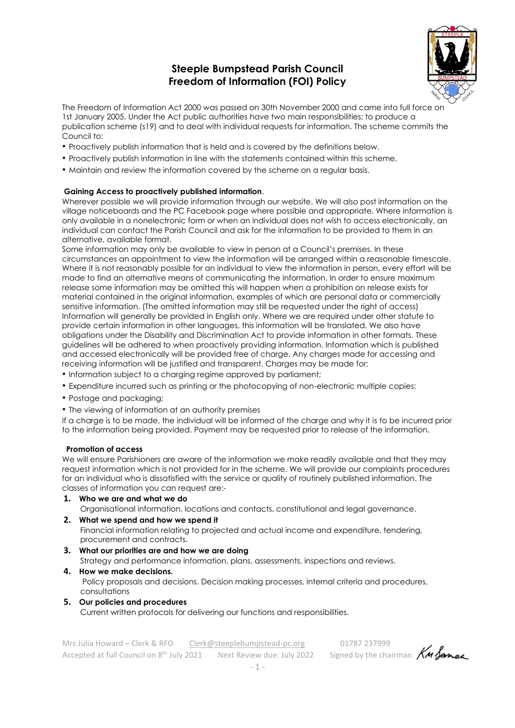# Steeple Bumpstead Parish Council
# Freedom of Information (FOI) Policy

The Freedom of Information Act 2000 was passed on 30th November 2000 and came into full force on 1st January 2005. Under the Act public authorities have two main responsibilities; to produce a publication scheme (s19) and to deal with individual requests for information. The scheme commits the Council to:

- Proactively publish information that is held and is covered by the definitions below.
- Proactively publish information in line with the statements contained within this scheme.
- Maintain and review the information covered by the scheme on a regular basis.

**Gaining Access to proactively published information**.

Wherever possible we will provide information through our website. We will also post information on the village noticeboards and the PC Facebook page where possible and appropriate. Where information is only available in a nonelectronic form or when an individual does not wish to access electronically, an individual can contact the Parish Council and ask for the information to be provided to them in an alternative, available format.

Some information may only be available to view in person at a Council's premises. In these circumstances an appointment to view the information will be arranged within a reasonable timescale. Where it is not reasonably possible for an individual to view the information in person, every effort will be made to find an alternative means of communicating the information. In order to ensure maximum release some information may be omitted this will happen when a prohibition on release exists for material contained in the original information, examples of which are personal data or commercially sensitive information. (The omitted information may still be requested under the right of access) Information will generally be provided in English only. Where we are required under other statute to provide certain information in other languages, this information will be translated. We also have obligations under the Disability and Discrimination Act to provide information in other formats. These guidelines will be adhered to when proactively providing information. Information which is published and accessed electronically will be provided free of charge. Any charges made for accessing and receiving information will be justified and transparent. Charges may be made for;

- Information subject to a charging regime approved by parliament;
- Expenditure incurred such as printing or the photocopying of non-electronic multiple copies;
- Postage and packaging;
- The viewing of information at an authority premises

If a charge is to be made, the individual will be informed of the charge and why it is to be incurred prior to the information being provided. Payment may be requested prior to release of the information.

**Promotion of access**

We will ensure Parishioners are aware of the information we make readily available and that they may request information which is not provided for in the scheme. We will provide our complaints procedures for an individual who is dissatisfied with the service or quality of routinely published information. The classes of information you can request are:-

1. **Who we are and what we do**
   Organisational information, locations and contacts, constitutional and legal governance.
2. **What we spend and how we spend it**
   Financial information relating to projected and actual income and expenditure, tendering, procurement and contracts.
3. **What our priorities are and how we are doing**
   Strategy and performance information, plans, assessments, inspections and reviews.
4. **How we make decisions.**
   Policy proposals and decisions. Decision making processes, internal criteria and procedures, consultations
5. **Our policies and procedures**
   Current written protocols for delivering our functions and responsibilities.

Mrs Julia Howard – Clerk & RFO Clerk@steeplebumpstead-pc.org 01787 237999
Accepted at full Council on 8th July 2021 Next Review due: July 2022 Signed by the chairman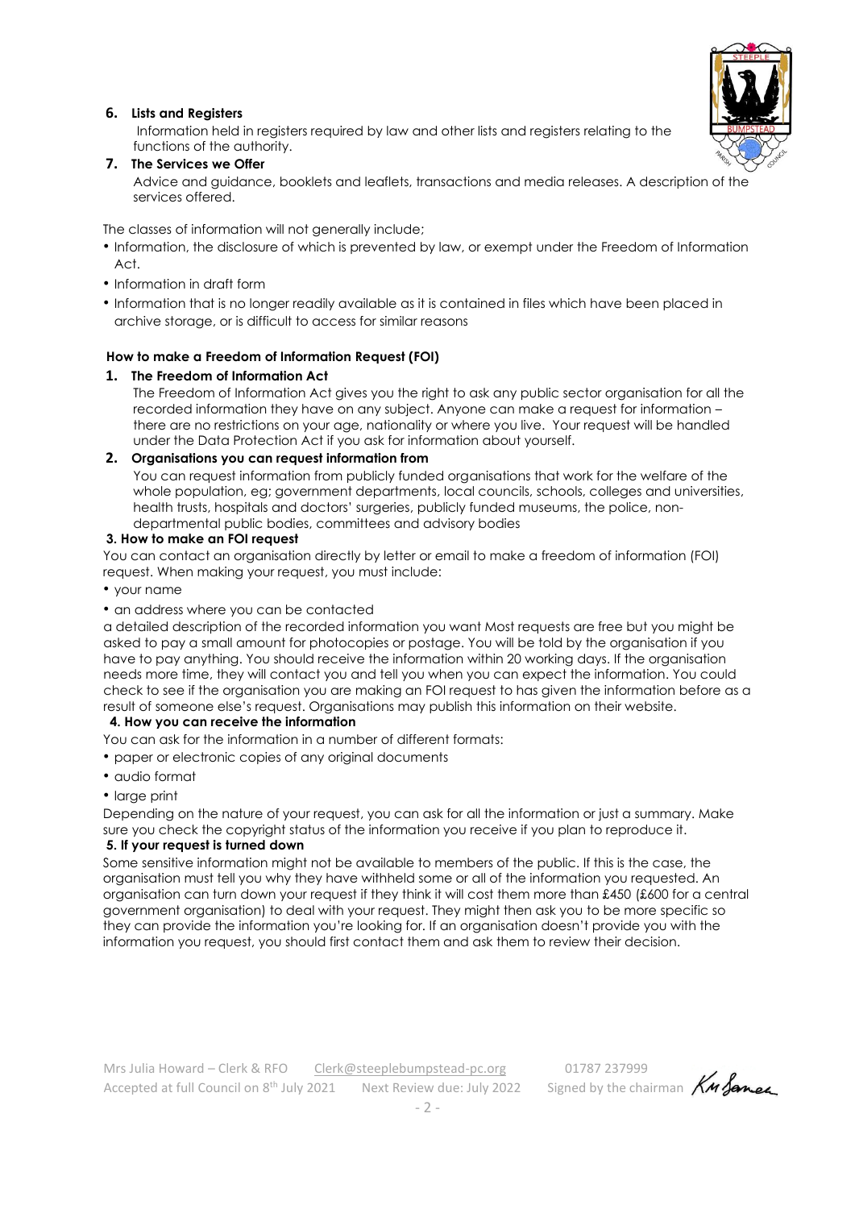**6. Lists and Registers**

Information held in registers required by law and other lists and registers relating to the functions of the authority.

**7. The Services we Offer**

Advice and guidance, booklets and leaflets, transactions and media releases. A description of the services offered.

The classes of information will not generally include;

- Information, the disclosure of which is prevented by law, or exempt under the Freedom of Information Act.
- Information in draft form
- Information that is no longer readily available as it is contained in files which have been placed in archive storage, or is difficult to access for similar reasons

## How to make a Freedom of Information Request (FOI)

**1. The Freedom of Information Act**

The Freedom of Information Act gives you the right to ask any public sector organisation for all the recorded information they have on any subject. Anyone can make a request for information – there are no restrictions on your age, nationality or where you live. Your request will be handled under the Data Protection Act if you ask for information about yourself.

**2. Organisations you can request information from**

You can request information from publicly funded organisations that work for the welfare of the whole population, eg; government departments, local councils, schools, colleges and universities, health trusts, hospitals and doctors' surgeries, publicly funded museums, the police, non-departmental public bodies, committees and advisory bodies

**3. How to make an FOI request**

You can contact an organisation directly by letter or email to make a freedom of information (FOI) request. When making your request, you must include:

- your name
- an address where you can be contacted

a detailed description of the recorded information you want Most requests are free but you might be asked to pay a small amount for photocopies or postage. You will be told by the organisation if you have to pay anything. You should receive the information within 20 working days. If the organisation needs more time, they will contact you and tell you when you can expect the information. You could check to see if the organisation you are making an FOI request to has given the information before as a result of someone else's request. Organisations may publish this information on their website.

**4. How you can receive the information**

You can ask for the information in a number of different formats:

- paper or electronic copies of any original documents
- audio format
- large print

Depending on the nature of your request, you can ask for all the information or just a summary. Make sure you check the copyright status of the information you receive if you plan to reproduce it.

**5. If your request is turned down**

Some sensitive information might not be available to members of the public. If this is the case, the organisation must tell you why they have withheld some or all of the information you requested. An organisation can turn down your request if they think it will cost them more than £450 (£600 for a central government organisation) to deal with your request. They might then ask you to be more specific so they can provide the information you're looking for. If an organisation doesn't provide you with the information you request, you should first contact them and ask them to review their decision.

Mrs Julia Howard – Clerk & RFO Clerk@steeplebumpstead-pc.org 01787 237999
Accepted at full Council on 8th July 2021 Next Review due: July 2022 Signed by the chairman